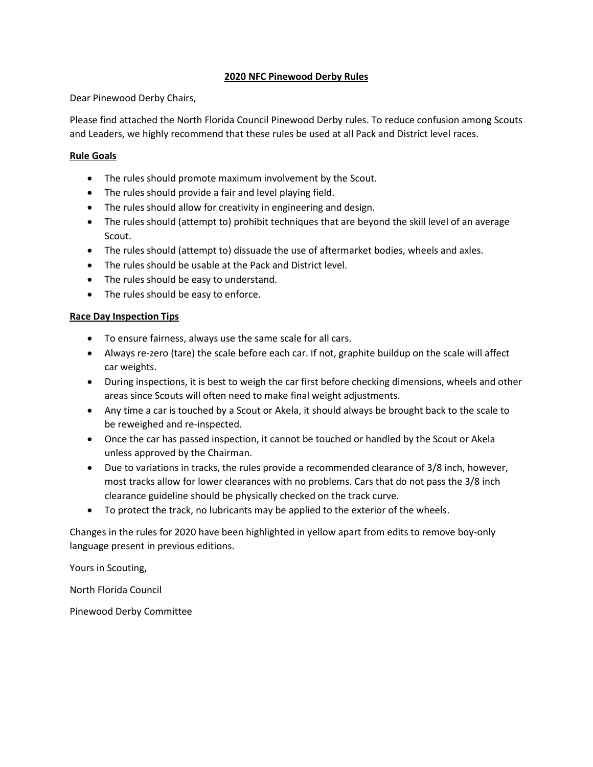# 2020 NFC Pinewood Derby Rules

Dear Pinewood Derby Chairs,

Please find attached the North Florida Council Pinewood Derby rules. To reduce confusion among Scouts and Leaders, we highly recommend that these rules be used at all Pack and District level races.

## Rule Goals

- The rules should promote maximum involvement by the Scout.
- The rules should provide a fair and level playing field.
- The rules should allow for creativity in engineering and design.
- The rules should (attempt to) prohibit techniques that are beyond the skill level of an average Scout.
- The rules should (attempt to) dissuade the use of aftermarket bodies, wheels and axles.
- The rules should be usable at the Pack and District level.
- The rules should be easy to understand.
- The rules should be easy to enforce.

## Race Day Inspection Tips

- To ensure fairness, always use the same scale for all cars.
- Always re-zero (tare) the scale before each car. If not, graphite buildup on the scale will affect car weights.
- During inspections, it is best to weigh the car first before checking dimensions, wheels and other areas since Scouts will often need to make final weight adjustments.
- Any time a car is touched by a Scout or Akela, it should always be brought back to the scale to be reweighed and re-inspected.
- Once the car has passed inspection, it cannot be touched or handled by the Scout or Akela unless approved by the Chairman.
- Due to variations in tracks, the rules provide a recommended clearance of 3/8 inch, however, most tracks allow for lower clearances with no problems. Cars that do not pass the 3/8 inch clearance guideline should be physically checked on the track curve.
- To protect the track, no lubricants may be applied to the exterior of the wheels.

Changes in the rules for 2020 have been highlighted in yellow apart from edits to remove boy-only language present in previous editions.

Yours in Scouting,

North Florida Council

Pinewood Derby Committee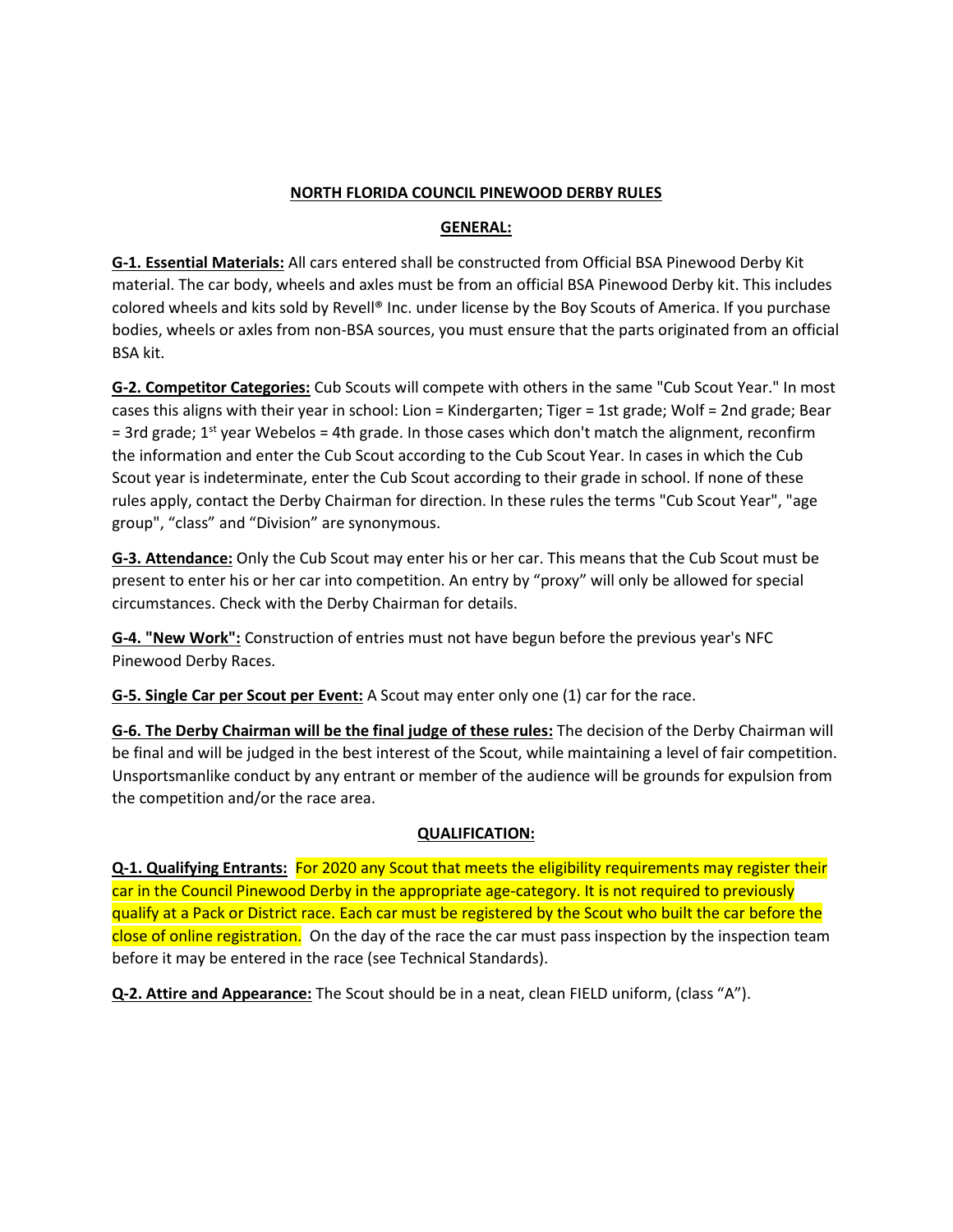# NORTH FLORIDA COUNCIL PINEWOOD DERBY RULES

## GENERAL:

**G-1. Essential Materials:** All cars entered shall be constructed from Official BSA Pinewood Derby Kit material. The car body, wheels and axles must be from an official BSA Pinewood Derby kit. This includes colored wheels and kits sold by Revell® Inc. under license by the Boy Scouts of America. If you purchase bodies, wheels or axles from non-BSA sources, you must ensure that the parts originated from an official BSA kit.

**G-2. Competitor Categories:** Cub Scouts will compete with others in the same "Cub Scout Year." In most cases this aligns with their year in school: Lion = Kindergarten; Tiger = 1st grade; Wolf = 2nd grade; Bear = 3rd grade; 1st year Webelos = 4th grade. In those cases which don't match the alignment, reconfirm the information and enter the Cub Scout according to the Cub Scout Year. In cases in which the Cub Scout year is indeterminate, enter the Cub Scout according to their grade in school. If none of these rules apply, contact the Derby Chairman for direction. In these rules the terms "Cub Scout Year", "age group", "class" and "Division" are synonymous.

**G-3. Attendance:** Only the Cub Scout may enter his or her car. This means that the Cub Scout must be present to enter his or her car into competition. An entry by "proxy" will only be allowed for special circumstances. Check with the Derby Chairman for details.

**G-4. "New Work":** Construction of entries must not have begun before the previous year's NFC Pinewood Derby Races.

**G-5. Single Car per Scout per Event:** A Scout may enter only one (1) car for the race.

**G-6. The Derby Chairman will be the final judge of these rules:** The decision of the Derby Chairman will be final and will be judged in the best interest of the Scout, while maintaining a level of fair competition. Unsportsmanlike conduct by any entrant or member of the audience will be grounds for expulsion from the competition and/or the race area.

## QUALIFICATION:

**Q-1. Qualifying Entrants:** For 2020 any Scout that meets the eligibility requirements may register their car in the Council Pinewood Derby in the appropriate age-category. It is not required to previously qualify at a Pack or District race. Each car must be registered by the Scout who built the car before the close of online registration. On the day of the race the car must pass inspection by the inspection team before it may be entered in the race (see Technical Standards).

**Q-2. Attire and Appearance:** The Scout should be in a neat, clean FIELD uniform, (class "A").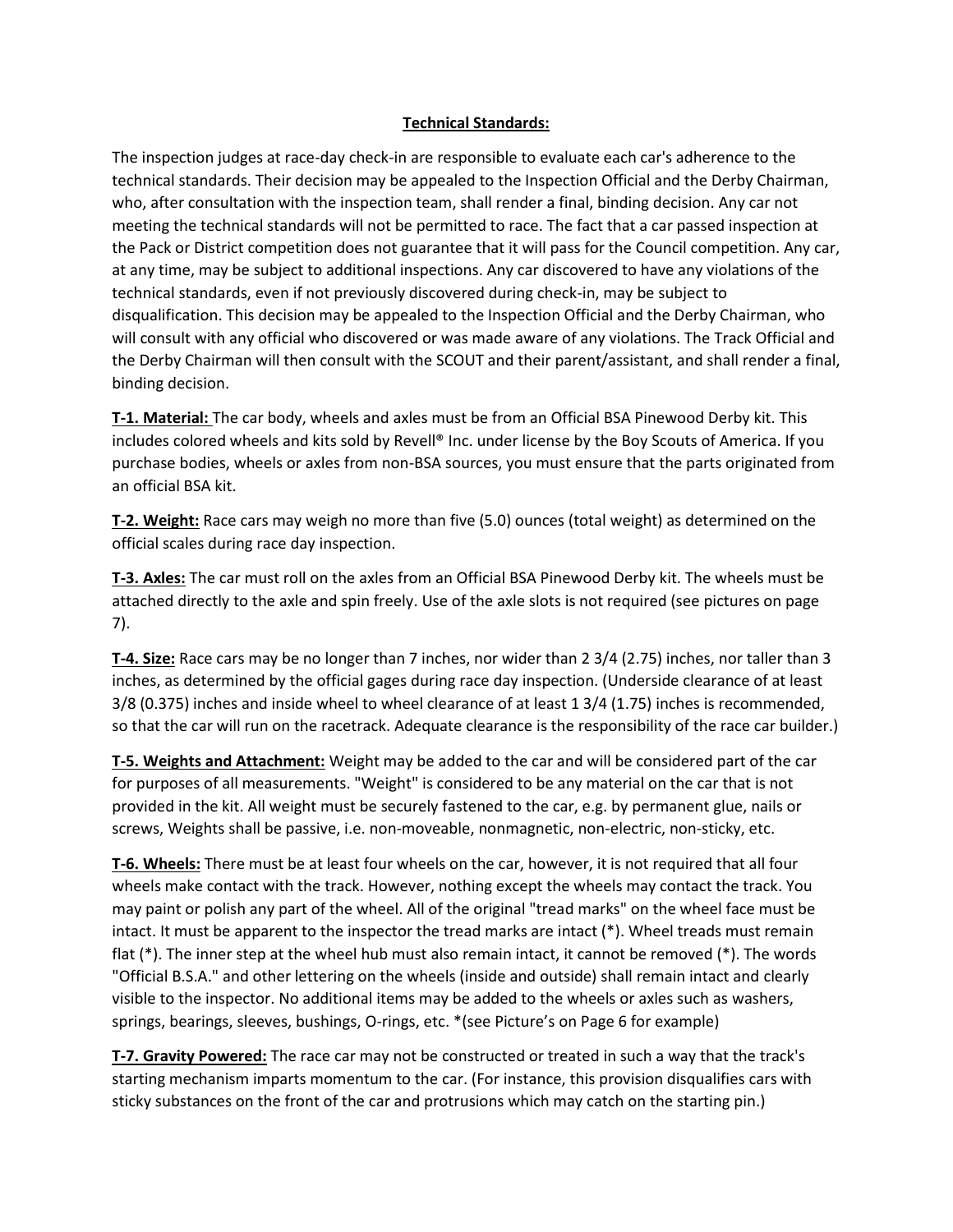## Technical Standards:

The inspection judges at race-day check-in are responsible to evaluate each car's adherence to the technical standards. Their decision may be appealed to the Inspection Official and the Derby Chairman, who, after consultation with the inspection team, shall render a final, binding decision. Any car not meeting the technical standards will not be permitted to race. The fact that a car passed inspection at the Pack or District competition does not guarantee that it will pass for the Council competition. Any car, at any time, may be subject to additional inspections. Any car discovered to have any violations of the technical standards, even if not previously discovered during check-in, may be subject to disqualification. This decision may be appealed to the Inspection Official and the Derby Chairman, who will consult with any official who discovered or was made aware of any violations. The Track Official and the Derby Chairman will then consult with the SCOUT and their parent/assistant, and shall render a final, binding decision.

**T-1. Material:** The car body, wheels and axles must be from an Official BSA Pinewood Derby kit. This includes colored wheels and kits sold by Revell® Inc. under license by the Boy Scouts of America. If you purchase bodies, wheels or axles from non-BSA sources, you must ensure that the parts originated from an official BSA kit.

**T-2. Weight:** Race cars may weigh no more than five (5.0) ounces (total weight) as determined on the official scales during race day inspection.

**T-3. Axles:** The car must roll on the axles from an Official BSA Pinewood Derby kit. The wheels must be attached directly to the axle and spin freely. Use of the axle slots is not required (see pictures on page 7).

**T-4. Size:** Race cars may be no longer than 7 inches, nor wider than 2 3/4 (2.75) inches, nor taller than 3 inches, as determined by the official gages during race day inspection. (Underside clearance of at least 3/8 (0.375) inches and inside wheel to wheel clearance of at least 1 3/4 (1.75) inches is recommended, so that the car will run on the racetrack. Adequate clearance is the responsibility of the race car builder.)

**T-5. Weights and Attachment:** Weight may be added to the car and will be considered part of the car for purposes of all measurements. "Weight" is considered to be any material on the car that is not provided in the kit. All weight must be securely fastened to the car, e.g. by permanent glue, nails or screws, Weights shall be passive, i.e. non-moveable, nonmagnetic, non-electric, non-sticky, etc.

**T-6. Wheels:** There must be at least four wheels on the car, however, it is not required that all four wheels make contact with the track. However, nothing except the wheels may contact the track. You may paint or polish any part of the wheel. All of the original "tread marks" on the wheel face must be intact. It must be apparent to the inspector the tread marks are intact (*). Wheel treads must remain flat (*). The inner step at the wheel hub must also remain intact, it cannot be removed (*). The words "Official B.S.A." and other lettering on the wheels (inside and outside) shall remain intact and clearly visible to the inspector. No additional items may be added to the wheels or axles such as washers, springs, bearings, sleeves, bushings, O-rings, etc. *(see Picture's on Page 6 for example)

**T-7. Gravity Powered:** The race car may not be constructed or treated in such a way that the track's starting mechanism imparts momentum to the car. (For instance, this provision disqualifies cars with sticky substances on the front of the car and protrusions which may catch on the starting pin.)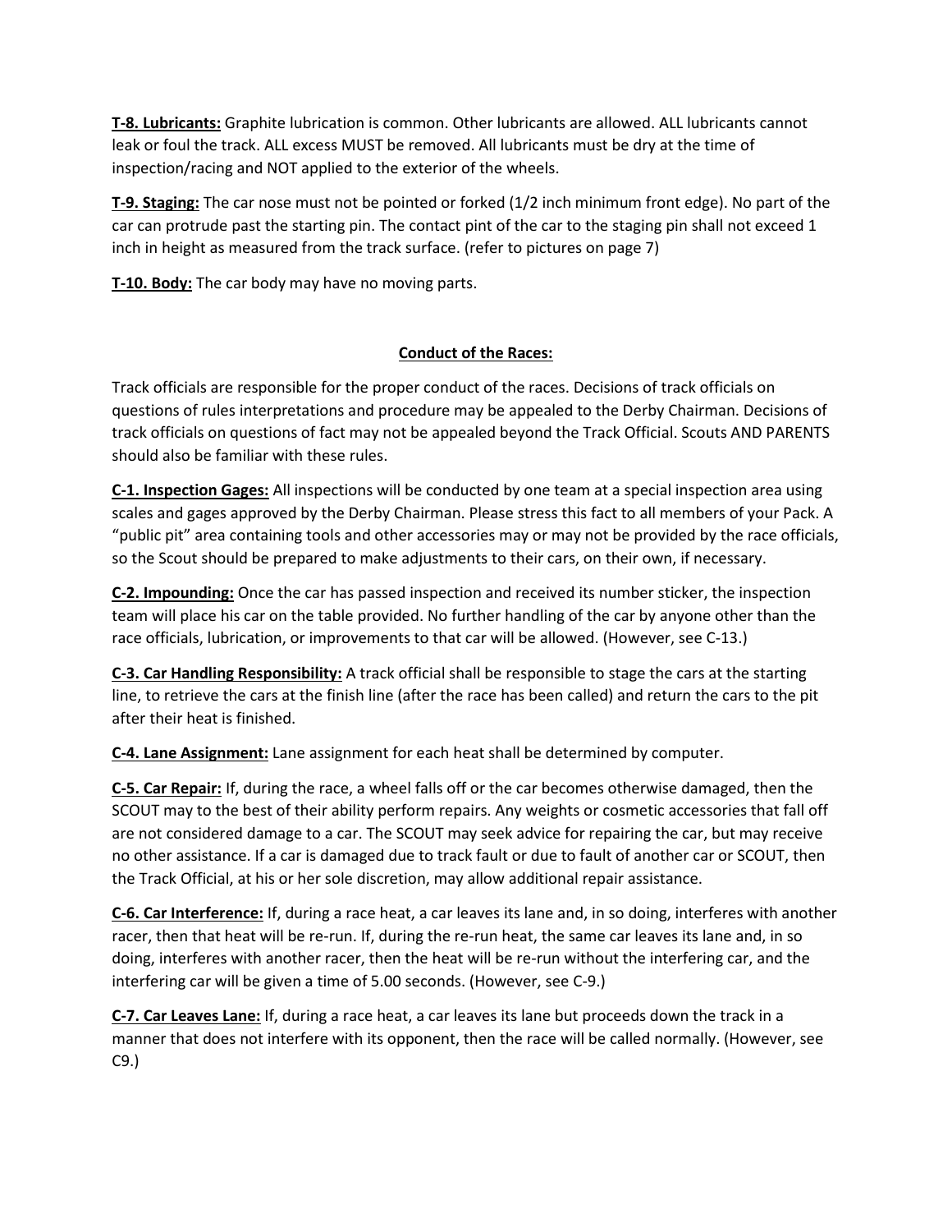**T-8. Lubricants:** Graphite lubrication is common. Other lubricants are allowed. ALL lubricants cannot leak or foul the track. ALL excess MUST be removed. All lubricants must be dry at the time of inspection/racing and NOT applied to the exterior of the wheels.

**T-9. Staging:** The car nose must not be pointed or forked (1/2 inch minimum front edge). No part of the car can protrude past the starting pin. The contact pint of the car to the staging pin shall not exceed 1 inch in height as measured from the track surface. (refer to pictures on page 7)

**T-10. Body:** The car body may have no moving parts.

## Conduct of the Races:

Track officials are responsible for the proper conduct of the races. Decisions of track officials on questions of rules interpretations and procedure may be appealed to the Derby Chairman. Decisions of track officials on questions of fact may not be appealed beyond the Track Official. Scouts AND PARENTS should also be familiar with these rules.

**C-1. Inspection Gages:** All inspections will be conducted by one team at a special inspection area using scales and gages approved by the Derby Chairman. Please stress this fact to all members of your Pack. A "public pit" area containing tools and other accessories may or may not be provided by the race officials, so the Scout should be prepared to make adjustments to their cars, on their own, if necessary.

**C-2. Impounding:** Once the car has passed inspection and received its number sticker, the inspection team will place his car on the table provided. No further handling of the car by anyone other than the race officials, lubrication, or improvements to that car will be allowed. (However, see C-13.)

**C-3. Car Handling Responsibility:** A track official shall be responsible to stage the cars at the starting line, to retrieve the cars at the finish line (after the race has been called) and return the cars to the pit after their heat is finished.

**C-4. Lane Assignment:** Lane assignment for each heat shall be determined by computer.

**C-5. Car Repair:** If, during the race, a wheel falls off or the car becomes otherwise damaged, then the SCOUT may to the best of their ability perform repairs. Any weights or cosmetic accessories that fall off are not considered damage to a car. The SCOUT may seek advice for repairing the car, but may receive no other assistance. If a car is damaged due to track fault or due to fault of another car or SCOUT, then the Track Official, at his or her sole discretion, may allow additional repair assistance.

**C-6. Car Interference:** If, during a race heat, a car leaves its lane and, in so doing, interferes with another racer, then that heat will be re-run. If, during the re-run heat, the same car leaves its lane and, in so doing, interferes with another racer, then the heat will be re-run without the interfering car, and the interfering car will be given a time of 5.00 seconds. (However, see C-9.)

**C-7. Car Leaves Lane:** If, during a race heat, a car leaves its lane but proceeds down the track in a manner that does not interfere with its opponent, then the race will be called normally. (However, see C9.)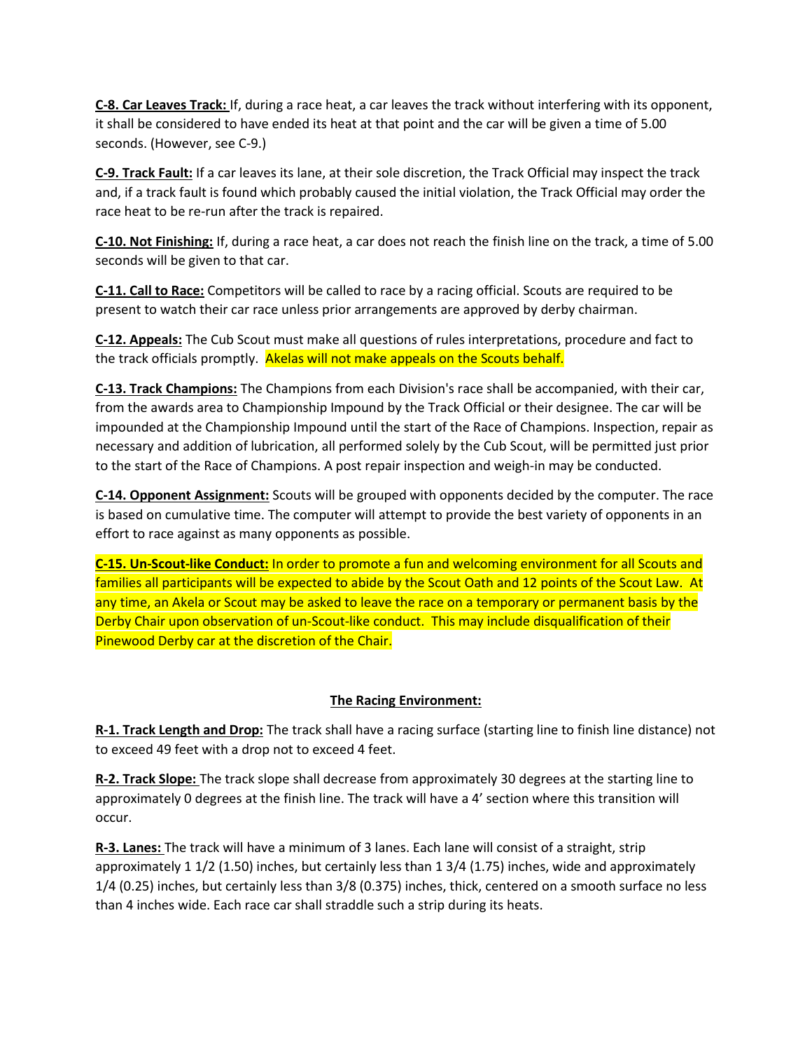**C-8. Car Leaves Track:** If, during a race heat, a car leaves the track without interfering with its opponent, it shall be considered to have ended its heat at that point and the car will be given a time of 5.00 seconds. (However, see C-9.)

**C-9. Track Fault:** If a car leaves its lane, at their sole discretion, the Track Official may inspect the track and, if a track fault is found which probably caused the initial violation, the Track Official may order the race heat to be re-run after the track is repaired.

**C-10. Not Finishing:** If, during a race heat, a car does not reach the finish line on the track, a time of 5.00 seconds will be given to that car.

**C-11. Call to Race:** Competitors will be called to race by a racing official. Scouts are required to be present to watch their car race unless prior arrangements are approved by derby chairman.

**C-12. Appeals:** The Cub Scout must make all questions of rules interpretations, procedure and fact to the track officials promptly. Akelas will not make appeals on the Scouts behalf.

**C-13. Track Champions:** The Champions from each Division's race shall be accompanied, with their car, from the awards area to Championship Impound by the Track Official or their designee. The car will be impounded at the Championship Impound until the start of the Race of Champions. Inspection, repair as necessary and addition of lubrication, all performed solely by the Cub Scout, will be permitted just prior to the start of the Race of Champions. A post repair inspection and weigh-in may be conducted.

**C-14. Opponent Assignment:** Scouts will be grouped with opponents decided by the computer. The race is based on cumulative time. The computer will attempt to provide the best variety of opponents in an effort to race against as many opponents as possible.

**C-15. Un-Scout-like Conduct:** In order to promote a fun and welcoming environment for all Scouts and families all participants will be expected to abide by the Scout Oath and 12 points of the Scout Law. At any time, an Akela or Scout may be asked to leave the race on a temporary or permanent basis by the Derby Chair upon observation of un-Scout-like conduct. This may include disqualification of their Pinewood Derby car at the discretion of the Chair.

## The Racing Environment:

**R-1. Track Length and Drop:** The track shall have a racing surface (starting line to finish line distance) not to exceed 49 feet with a drop not to exceed 4 feet.

**R-2. Track Slope:** The track slope shall decrease from approximately 30 degrees at the starting line to approximately 0 degrees at the finish line. The track will have a 4' section where this transition will occur.

**R-3. Lanes:** The track will have a minimum of 3 lanes. Each lane will consist of a straight, strip approximately 1 1/2 (1.50) inches, but certainly less than 1 3/4 (1.75) inches, wide and approximately 1/4 (0.25) inches, but certainly less than 3/8 (0.375) inches, thick, centered on a smooth surface no less than 4 inches wide. Each race car shall straddle such a strip during its heats.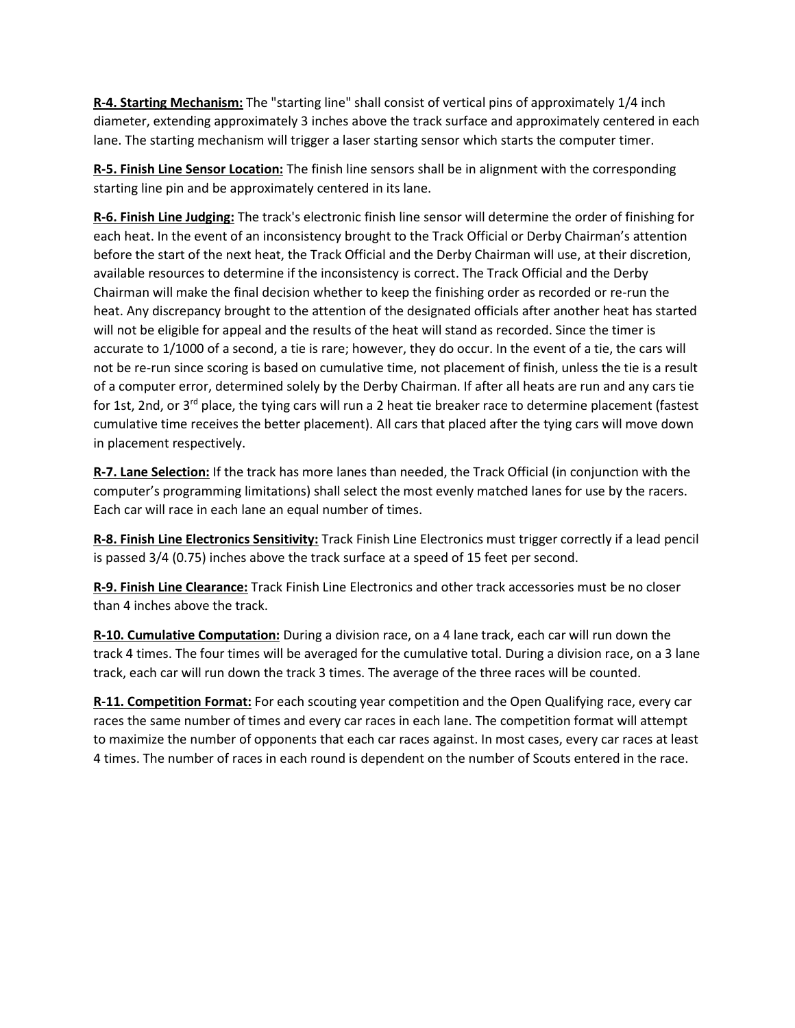**R-4. Starting Mechanism:** The "starting line" shall consist of vertical pins of approximately 1/4 inch diameter, extending approximately 3 inches above the track surface and approximately centered in each lane. The starting mechanism will trigger a laser starting sensor which starts the computer timer.

**R-5. Finish Line Sensor Location:** The finish line sensors shall be in alignment with the corresponding starting line pin and be approximately centered in its lane.

**R-6. Finish Line Judging:** The track's electronic finish line sensor will determine the order of finishing for each heat. In the event of an inconsistency brought to the Track Official or Derby Chairman's attention before the start of the next heat, the Track Official and the Derby Chairman will use, at their discretion, available resources to determine if the inconsistency is correct. The Track Official and the Derby Chairman will make the final decision whether to keep the finishing order as recorded or re-run the heat. Any discrepancy brought to the attention of the designated officials after another heat has started will not be eligible for appeal and the results of the heat will stand as recorded. Since the timer is accurate to 1/1000 of a second, a tie is rare; however, they do occur. In the event of a tie, the cars will not be re-run since scoring is based on cumulative time, not placement of finish, unless the tie is a result of a computer error, determined solely by the Derby Chairman. If after all heats are run and any cars tie for 1st, 2nd, or 3rd place, the tying cars will run a 2 heat tie breaker race to determine placement (fastest cumulative time receives the better placement). All cars that placed after the tying cars will move down in placement respectively.

**R-7. Lane Selection:** If the track has more lanes than needed, the Track Official (in conjunction with the computer's programming limitations) shall select the most evenly matched lanes for use by the racers. Each car will race in each lane an equal number of times.

**R-8. Finish Line Electronics Sensitivity:** Track Finish Line Electronics must trigger correctly if a lead pencil is passed 3/4 (0.75) inches above the track surface at a speed of 15 feet per second.

**R-9. Finish Line Clearance:** Track Finish Line Electronics and other track accessories must be no closer than 4 inches above the track.

**R-10. Cumulative Computation:** During a division race, on a 4 lane track, each car will run down the track 4 times. The four times will be averaged for the cumulative total. During a division race, on a 3 lane track, each car will run down the track 3 times. The average of the three races will be counted.

**R-11. Competition Format:** For each scouting year competition and the Open Qualifying race, every car races the same number of times and every car races in each lane. The competition format will attempt to maximize the number of opponents that each car races against. In most cases, every car races at least 4 times. The number of races in each round is dependent on the number of Scouts entered in the race.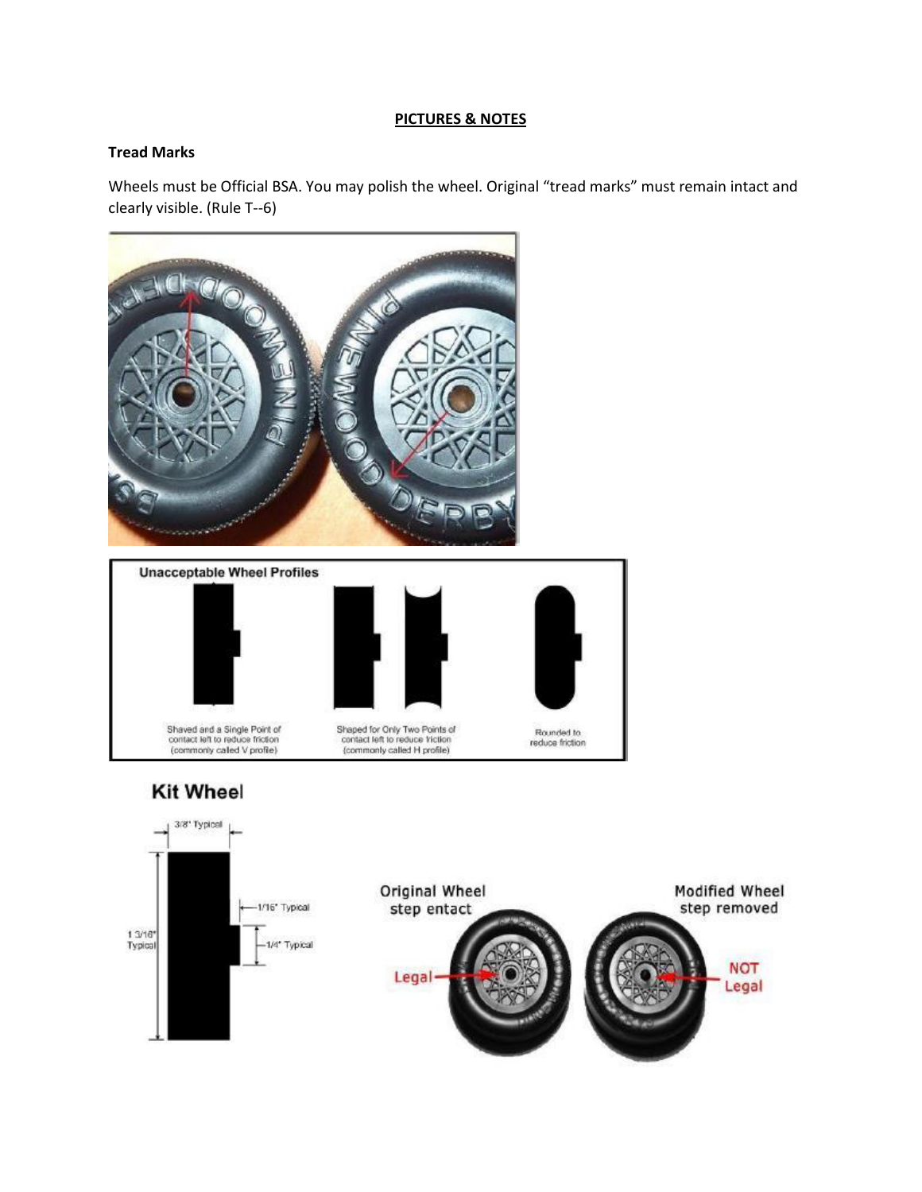## PICTURES & NOTES

### Tread Marks

Wheels must be Official BSA. You may polish the wheel. Original "tread marks" must remain intact and clearly visible. (Rule T--6)

**Unacceptable Wheel Profiles**

Shaved and a Single Point of contact left to reduce friction (commonly called V profile)

Shaped for Only Two Points of contact left to reduce friction (commonly called H profile)

Rounded to reduce friction

**Kit Wheel**

3/8" Typical

1/16" Typical

1 3/16" Typical

1/4" Typical

Original Wheel step entact — Legal

Modified Wheel step removed — NOT Legal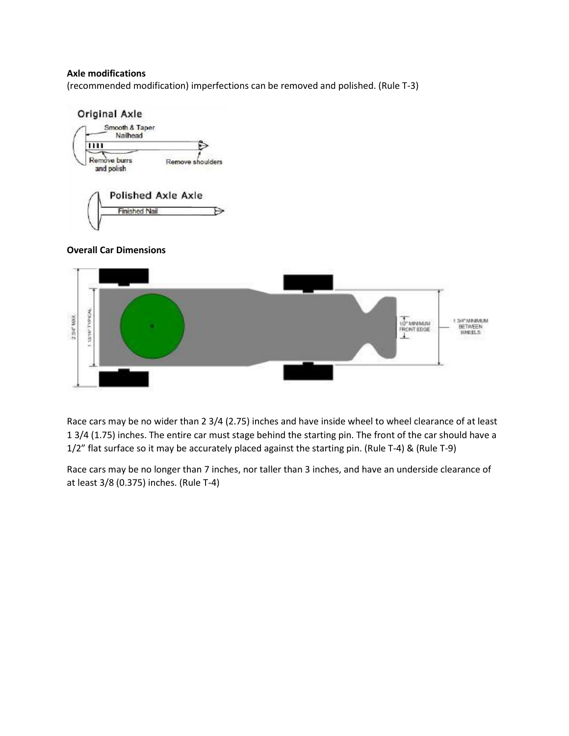**Axle modifications**

(recommended modification) imperfections can be removed and polished. (Rule T-3)

**Overall Car Dimensions**

Race cars may be no wider than 2 3/4 (2.75) inches and have inside wheel to wheel clearance of at least 1 3/4 (1.75) inches. The entire car must stage behind the starting pin. The front of the car should have a 1/2" flat surface so it may be accurately placed against the starting pin. (Rule T-4) & (Rule T-9)

Race cars may be no longer than 7 inches, nor taller than 3 inches, and have an underside clearance of at least 3/8 (0.375) inches. (Rule T-4)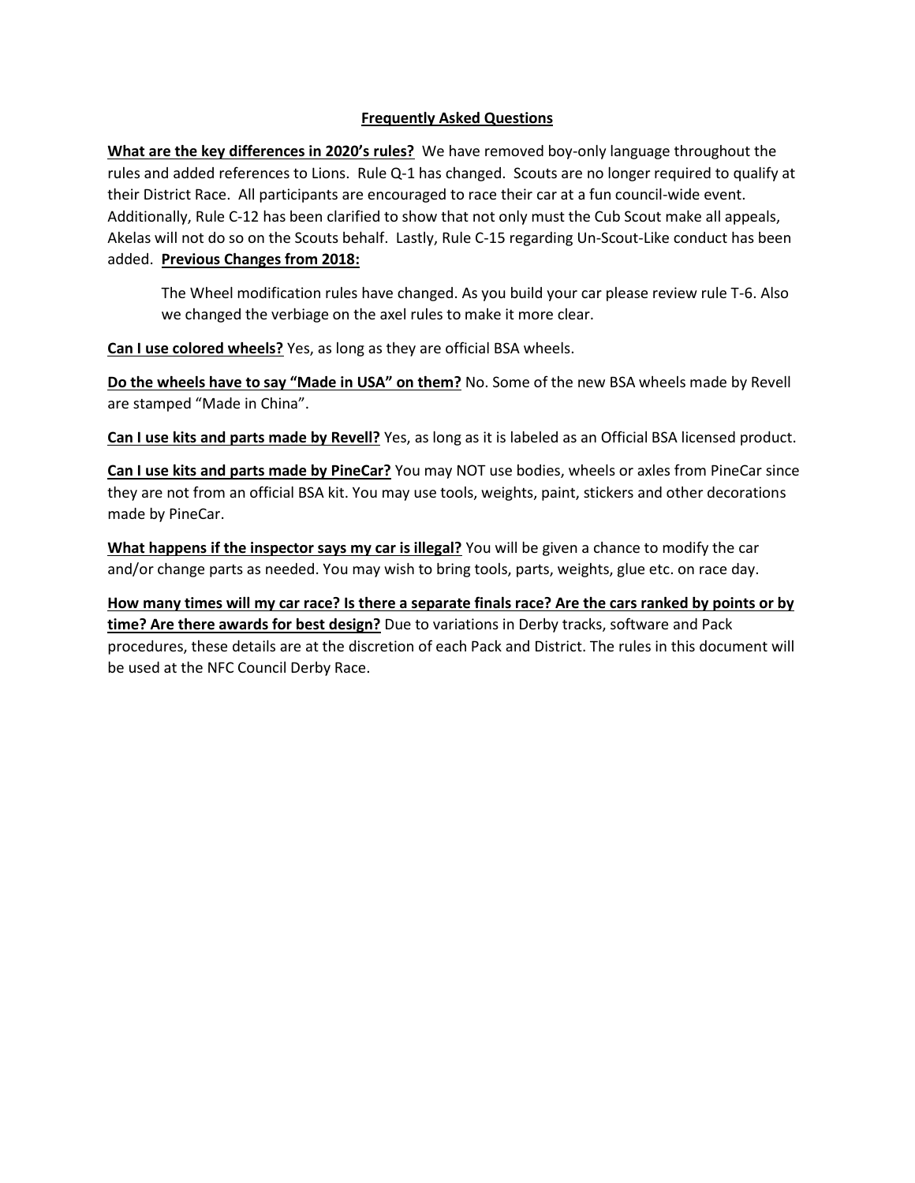## Frequently Asked Questions

**What are the key differences in 2020's rules?** We have removed boy-only language throughout the rules and added references to Lions. Rule Q-1 has changed. Scouts are no longer required to qualify at their District Race. All participants are encouraged to race their car at a fun council-wide event. Additionally, Rule C-12 has been clarified to show that not only must the Cub Scout make all appeals, Akelas will not do so on the Scouts behalf. Lastly, Rule C-15 regarding Un-Scout-Like conduct has been added. **Previous Changes from 2018:**

> The Wheel modification rules have changed. As you build your car please review rule T-6. Also we changed the verbiage on the axel rules to make it more clear.

**Can I use colored wheels?** Yes, as long as they are official BSA wheels.

**Do the wheels have to say "Made in USA" on them?** No. Some of the new BSA wheels made by Revell are stamped "Made in China".

**Can I use kits and parts made by Revell?** Yes, as long as it is labeled as an Official BSA licensed product.

**Can I use kits and parts made by PineCar?** You may NOT use bodies, wheels or axles from PineCar since they are not from an official BSA kit. You may use tools, weights, paint, stickers and other decorations made by PineCar.

**What happens if the inspector says my car is illegal?** You will be given a chance to modify the car and/or change parts as needed. You may wish to bring tools, parts, weights, glue etc. on race day.

**How many times will my car race? Is there a separate finals race? Are the cars ranked by points or by time? Are there awards for best design?** Due to variations in Derby tracks, software and Pack procedures, these details are at the discretion of each Pack and District. The rules in this document will be used at the NFC Council Derby Race.